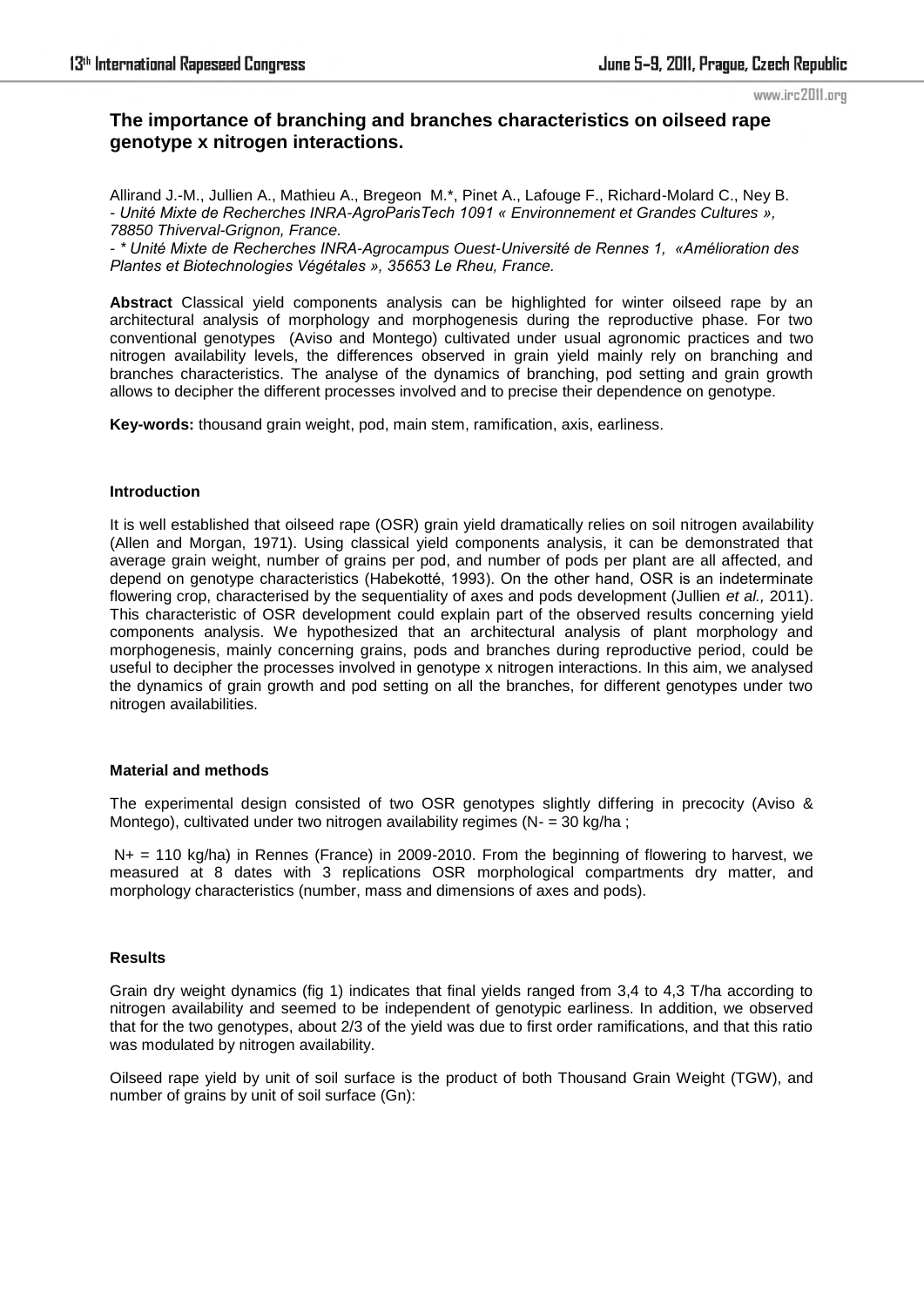# The importance of branching and branches characteristics on oilseed rape genotype x nitrogen interactions.

Allirand J.-M., Jullien A., Mathieu A., Bregeon M.*, Pinet A., Lafouge F., Richard-Molard C., Ney B.
- *Unité Mixte de Recherches INRA-AgroParisTech 1091 « Environnement et Grandes Cultures », 78850 Thiverval-Grignon, France.*
- *\* Unité Mixte de Recherches INRA-Agrocampus Ouest-Université de Rennes 1, «Amélioration des Plantes et Biotechnologies Végétales », 35653 Le Rheu, France.*

**Abstract** Classical yield components analysis can be highlighted for winter oilseed rape by an architectural analysis of morphology and morphogenesis during the reproductive phase. For two conventional genotypes (Aviso and Montego) cultivated under usual agronomic practices and two nitrogen availability levels, the differences observed in grain yield mainly rely on branching and branches characteristics. The analyse of the dynamics of branching, pod setting and grain growth allows to decipher the different processes involved and to precise their dependence on genotype.

**Key-words:** thousand grain weight, pod, main stem, ramification, axis, earliness.

#### Introduction

It is well established that oilseed rape (OSR) grain yield dramatically relies on soil nitrogen availability (Allen and Morgan, 1971). Using classical yield components analysis, it can be demonstrated that average grain weight, number of grains per pod, and number of pods per plant are all affected, and depend on genotype characteristics (Habekotté, 1993). On the other hand, OSR is an indeterminate flowering crop, characterised by the sequentiality of axes and pods development (Jullien *et al.,* 2011). This characteristic of OSR development could explain part of the observed results concerning yield components analysis. We hypothesized that an architectural analysis of plant morphology and morphogenesis, mainly concerning grains, pods and branches during reproductive period, could be useful to decipher the processes involved in genotype x nitrogen interactions. In this aim, we analysed the dynamics of grain growth and pod setting on all the branches, for different genotypes under two nitrogen availabilities.

#### Material and methods

The experimental design consisted of two OSR genotypes slightly differing in precocity (Aviso & Montego), cultivated under two nitrogen availability regimes (N- = 30 kg/ha ;

N+ = 110 kg/ha) in Rennes (France) in 2009-2010. From the beginning of flowering to harvest, we measured at 8 dates with 3 replications OSR morphological compartments dry matter, and morphology characteristics (number, mass and dimensions of axes and pods).

#### Results

Grain dry weight dynamics (fig 1) indicates that final yields ranged from 3,4 to 4,3 T/ha according to nitrogen availability and seemed to be independent of genotypic earliness. In addition, we observed that for the two genotypes, about 2/3 of the yield was due to first order ramifications, and that this ratio was modulated by nitrogen availability.

Oilseed rape yield by unit of soil surface is the product of both Thousand Grain Weight (TGW), and number of grains by unit of soil surface (Gn):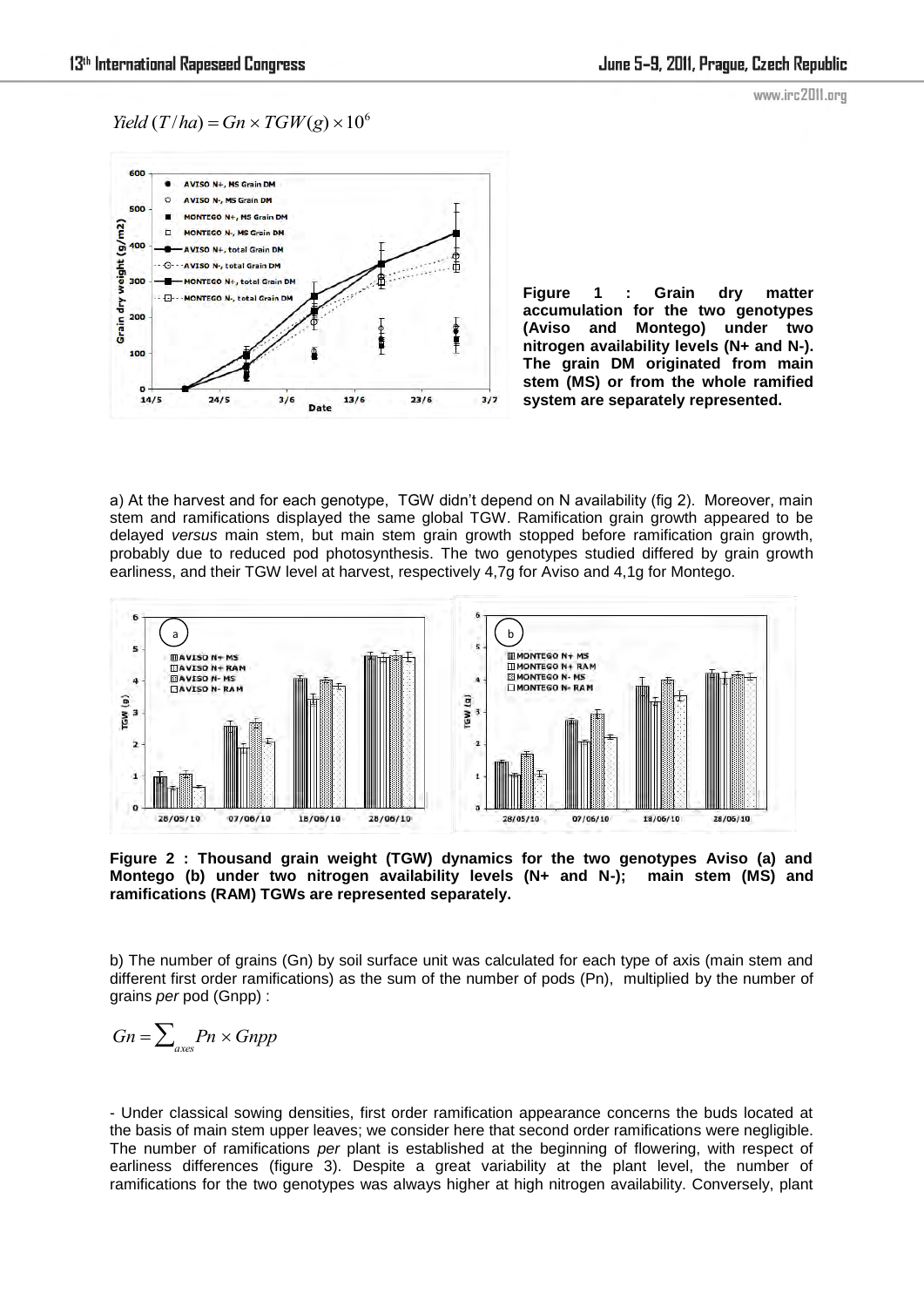$$Yield\,(T/ha) = Gn \times TGW(g) \times 10^{6}$$

**Figure 1 : Grain dry matter accumulation for the two genotypes (Aviso and Montego) under two nitrogen availability levels (N+ and N-). The grain DM originated from main stem (MS) or from the whole ramified system are separately represented.**

a) At the harvest and for each genotype, TGW didn't depend on N availability (fig 2). Moreover, main stem and ramifications displayed the same global TGW. Ramification grain growth appeared to be delayed *versus* main stem, but main stem grain growth stopped before ramification grain growth, probably due to reduced pod photosynthesis. The two genotypes studied differed by grain growth earliness, and their TGW level at harvest, respectively 4,7g for Aviso and 4,1g for Montego.

**Figure 2 : Thousand grain weight (TGW) dynamics for the two genotypes Aviso (a) and Montego (b) under two nitrogen availability levels (N+ and N-); main stem (MS) and ramifications (RAM) TGWs are represented separately.**

b) The number of grains (Gn) by soil surface unit was calculated for each type of axis (main stem and different first order ramifications) as the sum of the number of pods (Pn), multiplied by the number of grains *per* pod (Gnpp) :

$$Gn = \sum_{axes} Pn \times Gnpp$$

- Under classical sowing densities, first order ramification appearance concerns the buds located at the basis of main stem upper leaves; we consider here that second order ramifications were negligible. The number of ramifications *per* plant is established at the beginning of flowering, with respect of earliness differences (figure 3). Despite a great variability at the plant level, the number of ramifications for the two genotypes was always higher at high nitrogen availability. Conversely, plant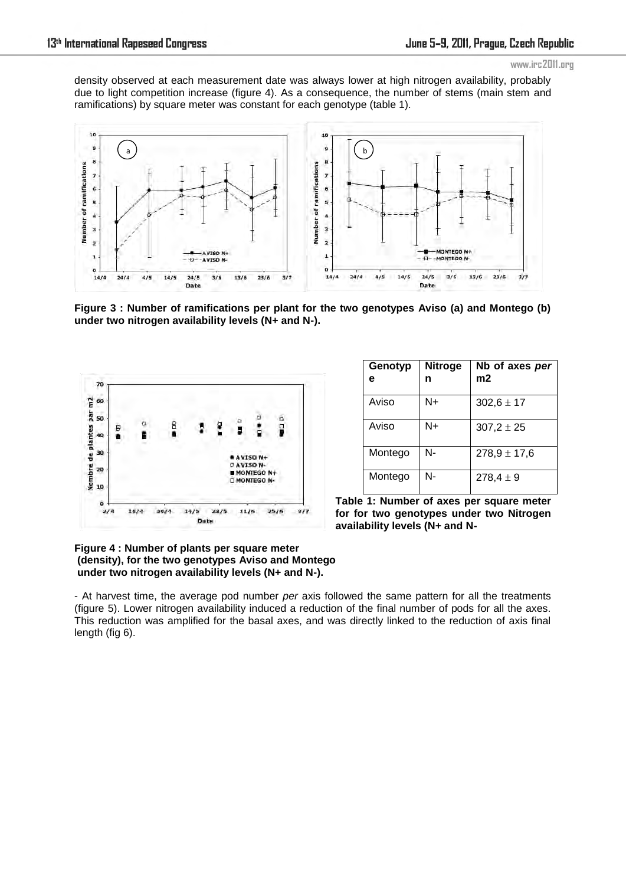density observed at each measurement date was always lower at high nitrogen availability, probably due to light competition increase (figure 4). As a consequence, the number of stems (main stem and ramifications) by square meter was constant for each genotype (table 1).

**Figure 3 : Number of ramifications per plant for the two genotypes Aviso (a) and Montego (b) under two nitrogen availability levels (N+ and N-).**

| Genotype | Nitrogen | Nb of axes *per* m2 |
|---|---|---|
| Aviso | N+ | 302,6 ± 17 |
| Aviso | N+ | 307,2 ± 25 |
| Montego | N- | 278,9 ± 17,6 |
| Montego | N- | 278,4 ± 9 |

**Table 1: Number of axes per square meter for for two genotypes under two Nitrogen availability levels (N+ and N-**

**Figure 4 : Number of plants per square meter (density), for the two genotypes Aviso and Montego under two nitrogen availability levels (N+ and N-).**

- At harvest time, the average pod number *per* axis followed the same pattern for all the treatments (figure 5). Lower nitrogen availability induced a reduction of the final number of pods for all the axes. This reduction was amplified for the basal axes, and was directly linked to the reduction of axis final length (fig 6).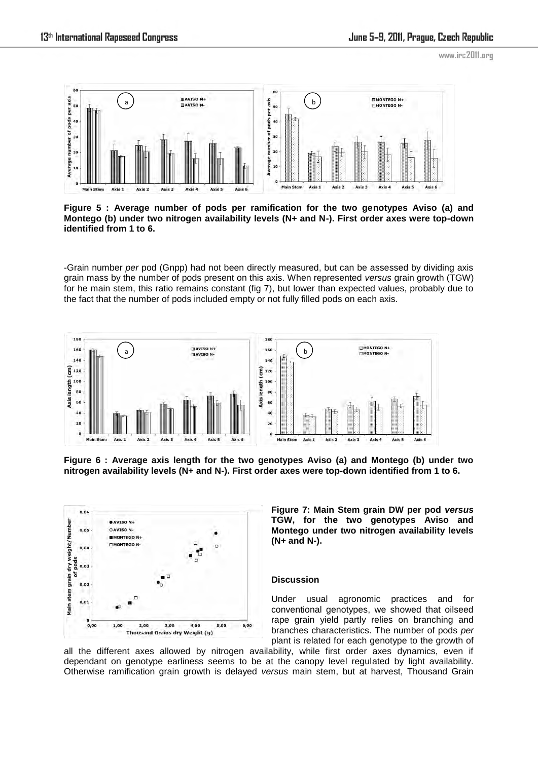**Figure 5 : Average number of pods per ramification for the two genotypes Aviso (a) and Montego (b) under two nitrogen availability levels (N+ and N-). First order axes were top-down identified from 1 to 6.**

-Grain number *per* pod (Gnpp) had not been directly measured, but can be assessed by dividing axis grain mass by the number of pods present on this axis. When represented *versus* grain growth (TGW) for he main stem, this ratio remains constant (fig 7), but lower than expected values, probably due to the fact that the number of pods included empty or not fully filled pods on each axis.

**Figure 6 : Average axis length for the two genotypes Aviso (a) and Montego (b) under two nitrogen availability levels (N+ and N-). First order axes were top-down identified from 1 to 6.**

**Figure 7: Main Stem grain DW per pod *versus* TGW, for the two genotypes Aviso and Montego under two nitrogen availability levels (N+ and N-).**

### Discussion

Under usual agronomic practices and for conventional genotypes, we showed that oilseed rape grain yield partly relies on branching and branches characteristics. The number of pods *per* plant is related for each genotype to the growth of all the different axes allowed by nitrogen availability, while first order axes dynamics, even if dependant on genotype earliness seems to be at the canopy level regulated by light availability. Otherwise ramification grain growth is delayed *versus* main stem, but at harvest, Thousand Grain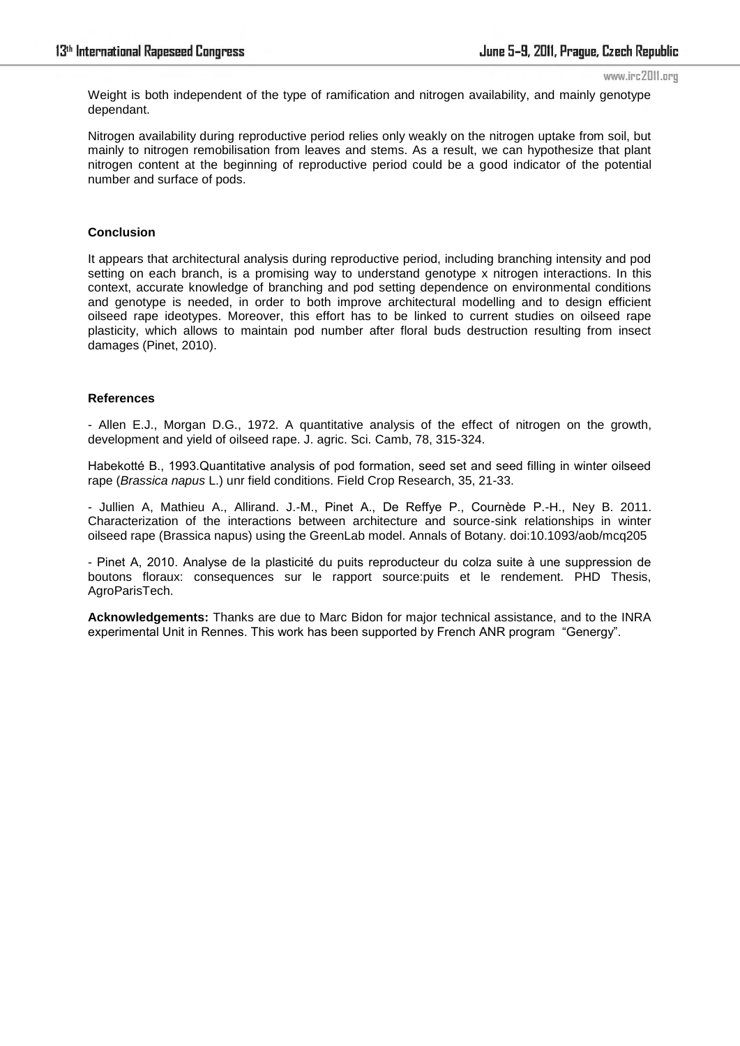Weight is both independent of the type of ramification and nitrogen availability, and mainly genotype dependant.

Nitrogen availability during reproductive period relies only weakly on the nitrogen uptake from soil, but mainly to nitrogen remobilisation from leaves and stems. As a result, we can hypothesize that plant nitrogen content at the beginning of reproductive period could be a good indicator of the potential number and surface of pods.

## Conclusion

It appears that architectural analysis during reproductive period, including branching intensity and pod setting on each branch, is a promising way to understand genotype x nitrogen interactions. In this context, accurate knowledge of branching and pod setting dependence on environmental conditions and genotype is needed, in order to both improve architectural modelling and to design efficient oilseed rape ideotypes. Moreover, this effort has to be linked to current studies on oilseed rape plasticity, which allows to maintain pod number after floral buds destruction resulting from insect damages (Pinet, 2010).

## References

- Allen E.J., Morgan D.G., 1972. A quantitative analysis of the effect of nitrogen on the growth, development and yield of oilseed rape. J. agric. Sci. Camb, 78, 315-324.

Habekotté B., 1993.Quantitative analysis of pod formation, seed set and seed filling in winter oilseed rape (*Brassica napus* L.) unr field conditions. Field Crop Research, 35, 21-33.

- Jullien A, Mathieu A., Allirand. J.-M., Pinet A., De Reffye P., Cournède P.-H., Ney B. 2011. Characterization of the interactions between architecture and source-sink relationships in winter oilseed rape (Brassica napus) using the GreenLab model. Annals of Botany. doi:10.1093/aob/mcq205

- Pinet A, 2010. Analyse de la plasticité du puits reproducteur du colza suite à une suppression de boutons floraux: consequences sur le rapport source:puits et le rendement. PHD Thesis, AgroParisTech.

**Acknowledgements:** Thanks are due to Marc Bidon for major technical assistance, and to the INRA experimental Unit in Rennes. This work has been supported by French ANR program "Genergy".